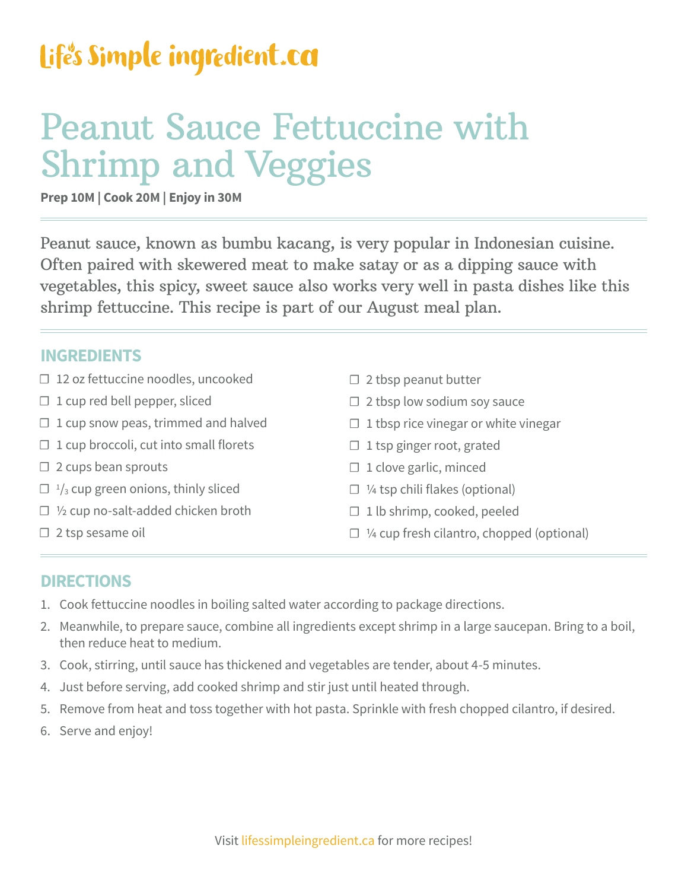Life's Simple ingredient.ca

# Peanut Sauce Fettuccine with Shrimp and Veggies

**Prep 10M | Cook 20M | Enjoy in 30M**

Peanut sauce, known as bumbu kacang, is very popular in Indonesian cuisine. Often paired with skewered meat to make satay or as a dipping sauce with vegetables, this spicy, sweet sauce also works very well in pasta dishes like this shrimp fettuccine. This recipe is part of our August meal plan.

## INGREDIENTS

- ☐ 12 oz fettuccine noodles, uncooked
- ☐ 1 cup red bell pepper, sliced
- ☐ 1 cup snow peas, trimmed and halved
- ☐ 1 cup broccoli, cut into small florets
- ☐ 2 cups bean sprouts
- ☐ ⅓ cup green onions, thinly sliced
- ☐ ½ cup no-salt-added chicken broth
- ☐ 2 tsp sesame oil
- ☐ 2 tbsp peanut butter
- ☐ 2 tbsp low sodium soy sauce
- ☐ 1 tbsp rice vinegar or white vinegar
- ☐ 1 tsp ginger root, grated
- ☐ 1 clove garlic, minced
- ☐ ¼ tsp chili flakes (optional)
- ☐ 1 lb shrimp, cooked, peeled
- ☐ ¼ cup fresh cilantro, chopped (optional)

## DIRECTIONS

1. Cook fettuccine noodles in boiling salted water according to package directions.
2. Meanwhile, to prepare sauce, combine all ingredients except shrimp in a large saucepan. Bring to a boil, then reduce heat to medium.
3. Cook, stirring, until sauce has thickened and vegetables are tender, about 4-5 minutes.
4. Just before serving, add cooked shrimp and stir just until heated through.
5. Remove from heat and toss together with hot pasta. Sprinkle with fresh chopped cilantro, if desired.
6. Serve and enjoy!

Visit lifessimpleingredient.ca for more recipes!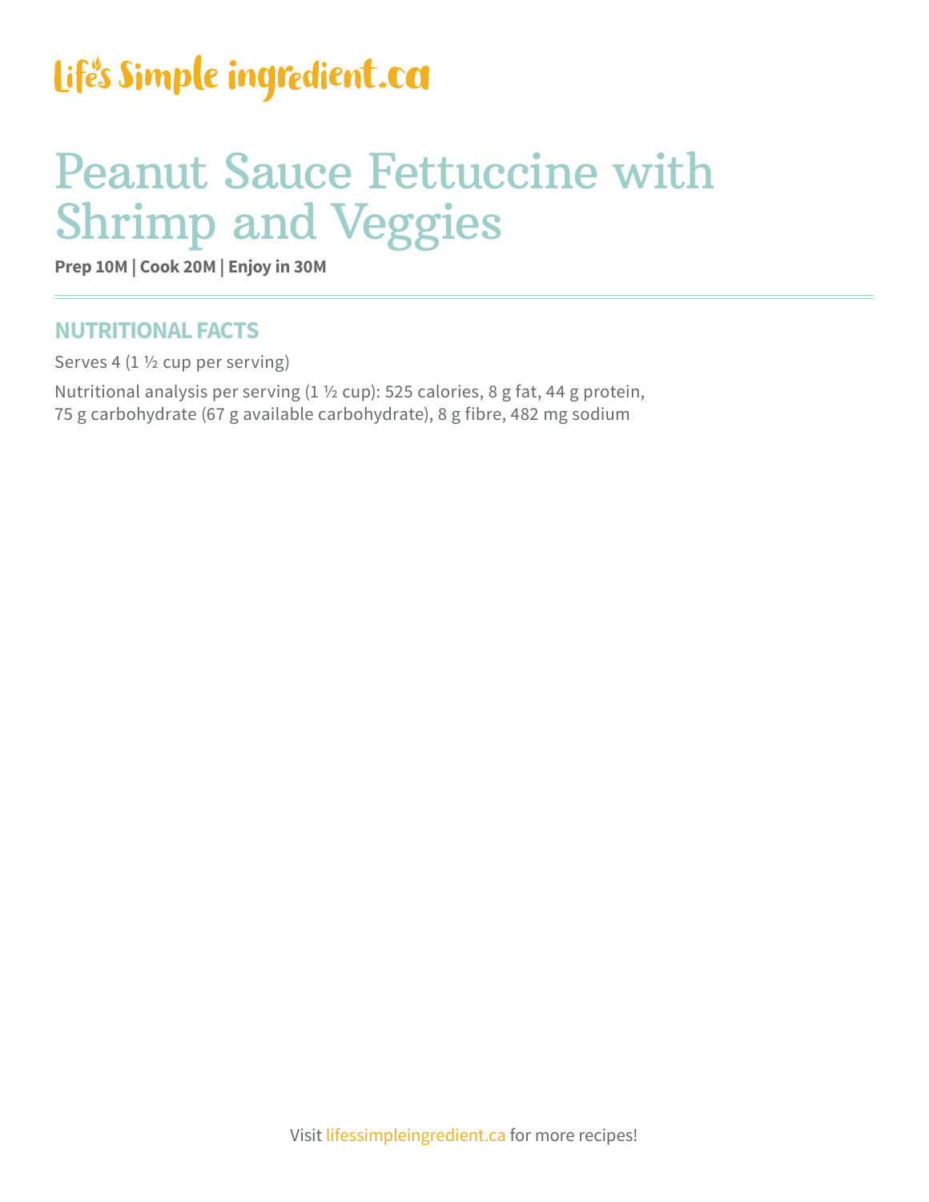Life's Simple ingredient.ca

# Peanut Sauce Fettuccine with Shrimp and Veggies

**Prep 10M | Cook 20M | Enjoy in 30M**

## NUTRITIONAL FACTS

Serves 4 (1 ½ cup per serving)

Nutritional analysis per serving (1 ½ cup): 525 calories, 8 g fat, 44 g protein, 75 g carbohydrate (67 g available carbohydrate), 8 g fibre, 482 mg sodium

Visit lifessimpleingredient.ca for more recipes!